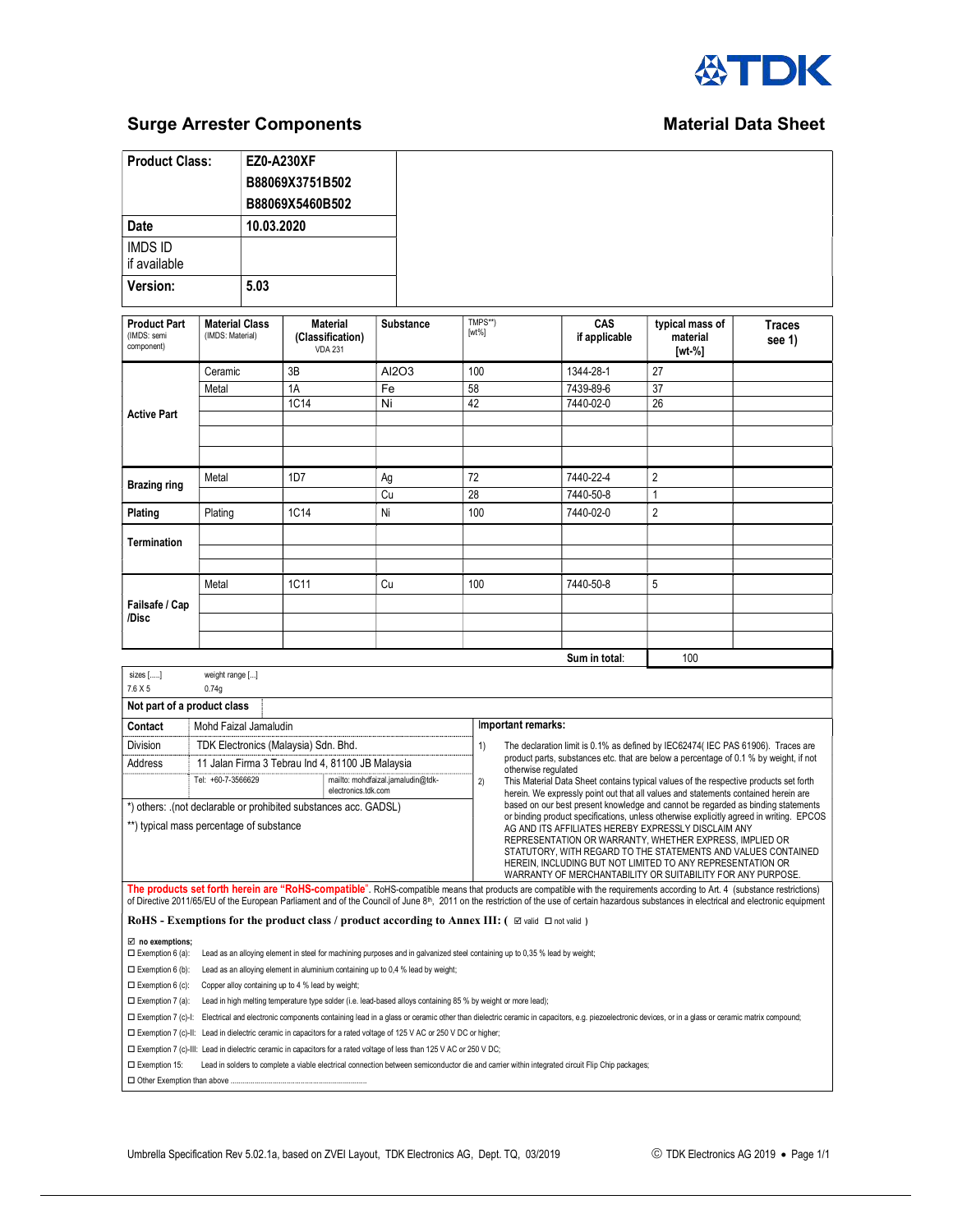# Surge Arrester Components

## Material Data Sheet

| | |
|---|---|
| **Product Class:** | **EZ0-A230XF**<br>**B88069X3751B502**<br>**B88069X5460B502** |
| **Date** | **10.03.2020** |
| IMDS ID<br>if available | |
| **Version:** | **5.03** |

| **Product Part** (IMDS: semi component) | **Material Class** (IMDS: Material) | **Material (Classification)** VDA 231 | **Substance** | TMPS**) [wt%] | **CAS if applicable** | **typical mass of material [wt-%]** | **Traces see 1)** |
|---|---|---|---|---|---|---|---|
| **Active Part** | Ceramic | 3B | Al2O3 | 100 | 1344-28-1 | 27 | |
| | Metal | 1A | Fe | 58 | 7439-89-6 | 37 | |
| | | 1C14 | Ni | 42 | 7440-02-0 | 26 | |
| | | | | | | | |
| | | | | | | | |
| | | | | | | | |
| **Brazing ring** | Metal | 1D7 | Ag | 72 | 7440-22-4 | 2 | |
| | | | Cu | 28 | 7440-50-8 | 1 | |
| **Plating** | Plating | 1C14 | Ni | 100 | 7440-02-0 | 2 | |
| **Termination** | | | | | | | |
| | | | | | | | |
| | | | | | | | |
| **Failsafe / Cap /Disc** | Metal | 1C11 | Cu | 100 | 7440-50-8 | 5 | |
| | | | | | | | |
| | | | | | | | |
| | | | | | | | |
| | | | | | **Sum in total:** | 100 | |

| sizes [.....] | weight range [...] |
|---|---|
| 7.6 X 5 | 0.74g |

**Not part of a product class**

| | | |
|---|---|---|
| **Contact** | Mohd Faizal Jamaludin | |
| Division | TDK Electronics (Malaysia) Sdn. Bhd. | |
| Address | 11 Jalan Firma 3 Tebrau Ind 4, 81100 JB Malaysia | |
| | Tel: +60-7-3566629 | mailto: mohdfaizal.jamaludin@tdk-electronics.tdk.com |

*) others: .(not declarable or prohibited substances acc. GADSL)

**) typical mass percentage of substance

**Important remarks:**

1) The declaration limit is 0.1% as defined by IEC62474( IEC PAS 61906). Traces are product parts, substances etc. that are below a percentage of 0.1 % by weight, if not otherwise regulated

2) This Material Data Sheet contains typical values of the respective products set forth herein. We expressly point out that all values and statements contained herein are based on our best present knowledge and cannot be regarded as binding statements or binding product specifications, unless otherwise explicitly agreed in writing. EPCOS AG AND ITS AFFILIATES HEREBY EXPRESSLY DISCLAIM ANY REPRESENTATION OR WARRANTY, WHETHER EXPRESS, IMPLIED OR STATUTORY, WITH REGARD TO THE STATEMENTS AND VALUES CONTAINED HEREIN, INCLUDING BUT NOT LIMITED TO ANY REPRESENTATION OR WARRANTY OF MERCHANTABILITY OR SUITABILITY FOR ANY PURPOSE.

**The products set forth herein are "RoHS-compatible"**. RoHS-compatible means that products are compatible with the requirements according to Art. 4 (substance restrictions) of Directive 2011/65/EU of the European Parliament and of the Council of June 8th, 2011 on the restriction of the use of certain hazardous substances in electrical and electronic equipment

**RoHS - Exemptions for the product class / product according to Annex III:** ( ☑ valid ☐ not valid )

☑ **no exemptions;**

☐ Exemption 6 (a): Lead as an alloying element in steel for machining purposes and in galvanized steel containing up to 0,35 % lead by weight;

☐ Exemption 6 (b): Lead as an alloying element in aluminium containing up to 0,4 % lead by weight;

☐ Exemption 6 (c): Copper alloy containing up to 4 % lead by weight;

☐ Exemption 7 (a): Lead in high melting temperature type solder (i.e. lead-based alloys containing 85 % by weight or more lead);

☐ Exemption 7 (c)-I: Electrical and electronic components containing lead in a glass or ceramic other than dielectric ceramic in capacitors, e.g. piezoelectronic devices, or in a glass or ceramic matrix compound;

☐ Exemption 7 (c)-II: Lead in dielectric ceramic in capacitors for a rated voltage of 125 V AC or 250 V DC or higher;

☐ Exemption 7 (c)-III: Lead in dielectric ceramic in capacitors for a rated voltage of less than 125 V AC or 250 V DC;

☐ Exemption 15: Lead in solders to complete a viable electrical connection between semiconductor die and carrier within integrated circuit Flip Chip packages;

☐ Other Exemption than above ......................................................................

Umbrella Specification Rev 5.02.1a, based on ZVEI Layout, TDK Electronics AG, Dept. TQ, 03/2019

© TDK Electronics AG 2019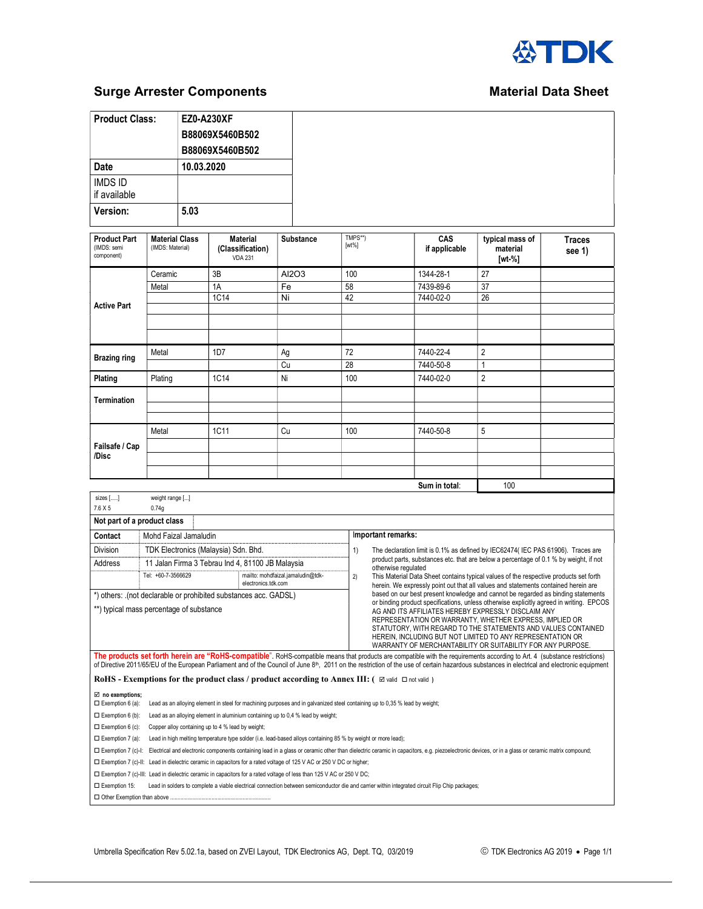TDK

## Surge Arrester Components

## Material Data Sheet

| | |
|---|---|
| **Product Class:** | **EZ0-A230XF**<br>**B88069X5460B502**<br>**B88069X5460B502** |
| **Date** | **10.03.2020** |
| IMDS ID<br>if available | |
| **Version:** | **5.03** |

| **Product Part** (IMDS: semi component) | **Material Class** (IMDS: Material) | **Material (Classification)** VDA 231 | **Substance** | TMPS**) [wt%] | **CAS if applicable** | **typical mass of material [wt-%]** | **Traces see 1)** |
|---|---|---|---|---|---|---|---|
| **Active Part** | Ceramic | 3B | Al2O3 | 100 | 1344-28-1 | 27 | |
| | Metal | 1A | Fe | 58 | 7439-89-6 | 37 | |
| | | 1C14 | Ni | 42 | 7440-02-0 | 26 | |
| | | | | | | | |
| | | | | | | | |
| | | | | | | | |
| **Brazing ring** | Metal | 1D7 | Ag | 72 | 7440-22-4 | 2 | |
| | | | Cu | 28 | 7440-50-8 | 1 | |
| **Plating** | Plating | 1C14 | Ni | 100 | 7440-02-0 | 2 | |
| **Termination** | | | | | | | |
| | | | | | | | |
| | | | | | | | |
| **Failsafe / Cap /Disc** | Metal | 1C11 | Cu | 100 | 7440-50-8 | 5 | |
| | | | | | | | |
| | | | | | | | |
| | | | | | | | |
| | | | | | **Sum in total:** | 100 | |

| sizes [.....] | weight range [...] |
|---|---|
| 7.6 X 5 | 0.74g |

**Not part of a product class**

| | | |
|---|---|---|
| **Contact** | Mohd Faizal Jamaludin | |
| Division | TDK Electronics (Malaysia) Sdn. Bhd. | |
| Address | 11 Jalan Firma 3 Tebrau Ind 4, 81100 JB Malaysia | |
| | Tel: +60-7-3566629 | mailto: mohdfaizal.jamaludin@tdk-electronics.tdk.com |

*) others: .(not declarable or prohibited substances acc. GADSL)

**) typical mass percentage of substance

**Important remarks:**

1) The declaration limit is 0.1% as defined by IEC62474( IEC PAS 61906). Traces are product parts, substances etc. that are below a percentage of 0.1 % by weight, if not otherwise regulated

2) This Material Data Sheet contains typical values of the respective products set forth herein. We expressly point out that all values and statements contained herein are based on our best present knowledge and cannot be regarded as binding statements or binding product specifications, unless otherwise explicitly agreed in writing. EPCOS AG AND ITS AFFILIATES HEREBY EXPRESSLY DISCLAIM ANY REPRESENTATION OR WARRANTY, WHETHER EXPRESS, IMPLIED OR STATUTORY, WITH REGARD TO THE STATEMENTS AND VALUES CONTAINED HEREIN, INCLUDING BUT NOT LIMITED TO ANY REPRESENTATION OR WARRANTY OF MERCHANTABILITY OR SUITABILITY FOR ANY PURPOSE.

**The products set forth herein are "RoHS-compatible"**. RoHS-compatible means that products are compatible with the requirements according to Art. 4 (substance restrictions) of Directive 2011/65/EU of the European Parliament and of the Council of June 8th, 2011 on the restriction of the use of certain hazardous substances in electrical and electronic equipment

**RoHS - Exemptions for the product class / product according to Annex III:** ( ☑ valid ☐ not valid )

- ☑ **no exemptions;**
- ☐ Exemption 6 (a): Lead as an alloying element in steel for machining purposes and in galvanized steel containing up to 0,35 % lead by weight;
- ☐ Exemption 6 (b): Lead as an alloying element in aluminium containing up to 0,4 % lead by weight;
- ☐ Exemption 6 (c): Copper alloy containing up to 4 % lead by weight;
- ☐ Exemption 7 (a): Lead in high melting temperature type solder (i.e. lead-based alloys containing 85 % by weight or more lead);
- ☐ Exemption 7 (c)-I: Electrical and electronic components containing lead in a glass or ceramic other than dielectric ceramic in capacitors, e.g. piezoelectronic devices, or in a glass or ceramic matrix compound;
- ☐ Exemption 7 (c)-II: Lead in dielectric ceramic in capacitors for a rated voltage of 125 V AC or 250 V DC or higher;
- ☐ Exemption 7 (c)-III: Lead in dielectric ceramic in capacitors for a rated voltage of less than 125 V AC or 250 V DC;
- ☐ Exemption 15: Lead in solders to complete a viable electrical connection between semiconductor die and carrier within integrated circuit Flip Chip packages;
- ☐ Other Exemption than above ..................................................................

Umbrella Specification Rev 5.02.1a, based on ZVEI Layout, TDK Electronics AG, Dept. TQ, 03/2019

© TDK Electronics AG 2019